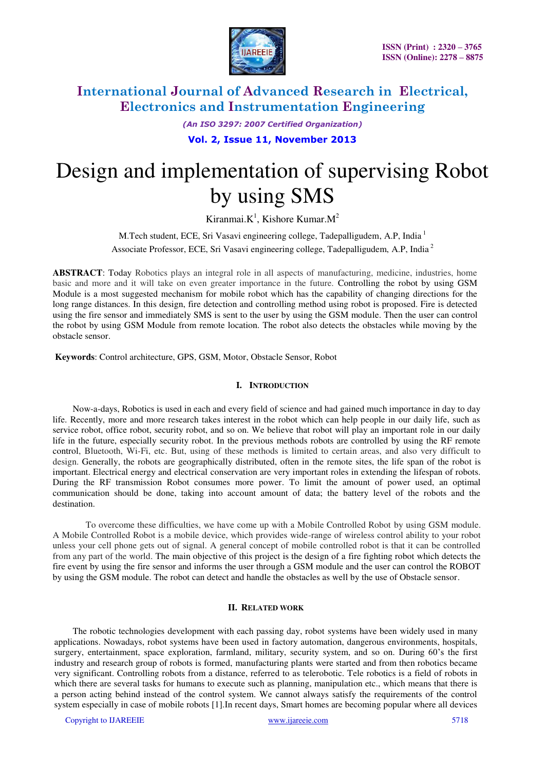# Design and implementation of supervising Robot by using SMS

Kiranmai.K[1], Kishore Kumar.M[2]

M.Tech student, ECE, Sri Vasavi engineering college, Tadepalligudem, A.P, India [1]

Associate Professor, ECE, Sri Vasavi engineering college, Tadepalligudem, A.P, India [2]

**ABSTRACT**: Today Robotics plays an integral role in all aspects of manufacturing, medicine, industries, home basic and more and it will take on even greater importance in the future. Controlling the robot by using GSM Module is a most suggested mechanism for mobile robot which has the capability of changing directions for the long range distances. In this design, fire detection and controlling method using robot is proposed. Fire is detected using the fire sensor and immediately SMS is sent to the user by using the GSM module. Then the user can control the robot by using GSM Module from remote location. The robot also detects the obstacles while moving by the obstacle sensor.

**Keywords**: Control architecture, GPS, GSM, Motor, Obstacle Sensor, Robot

## I. INTRODUCTION

Now-a-days, Robotics is used in each and every field of science and had gained much importance in day to day life. Recently, more and more research takes interest in the robot which can help people in our daily life, such as service robot, office robot, security robot, and so on. We believe that robot will play an important role in our daily life in the future, especially security robot. In the previous methods robots are controlled by using the RF remote control, Bluetooth, Wi-Fi, etc. But, using of these methods is limited to certain areas, and also very difficult to design. Generally, the robots are geographically distributed, often in the remote sites, the life span of the robot is important. Electrical energy and electrical conservation are very important roles in extending the lifespan of robots. During the RF transmission Robot consumes more power. To limit the amount of power used, an optimal communication should be done, taking into account amount of data; the battery level of the robots and the destination.

To overcome these difficulties, we have come up with a Mobile Controlled Robot by using GSM module. A Mobile Controlled Robot is a mobile device, which provides wide-range of wireless control ability to your robot unless your cell phone gets out of signal. A general concept of mobile controlled robot is that it can be controlled from any part of the world. The main objective of this project is the design of a fire fighting robot which detects the fire event by using the fire sensor and informs the user through a GSM module and the user can control the ROBOT by using the GSM module. The robot can detect and handle the obstacles as well by the use of Obstacle sensor.

## II. RELATED WORK

The robotic technologies development with each passing day, robot systems have been widely used in many applications. Nowadays, robot systems have been used in factory automation, dangerous environments, hospitals, surgery, entertainment, space exploration, farmland, military, security system, and so on. During 60's the first industry and research group of robots is formed, manufacturing plants were started and from then robotics became very significant. Controlling robots from a distance, referred to as telerobotic. Tele robotics is a field of robots in which there are several tasks for humans to execute such as planning, manipulation etc., which means that there is a person acting behind instead of the control system. We cannot always satisfy the requirements of the control system especially in case of mobile robots [1].In recent days, Smart homes are becoming popular where all devices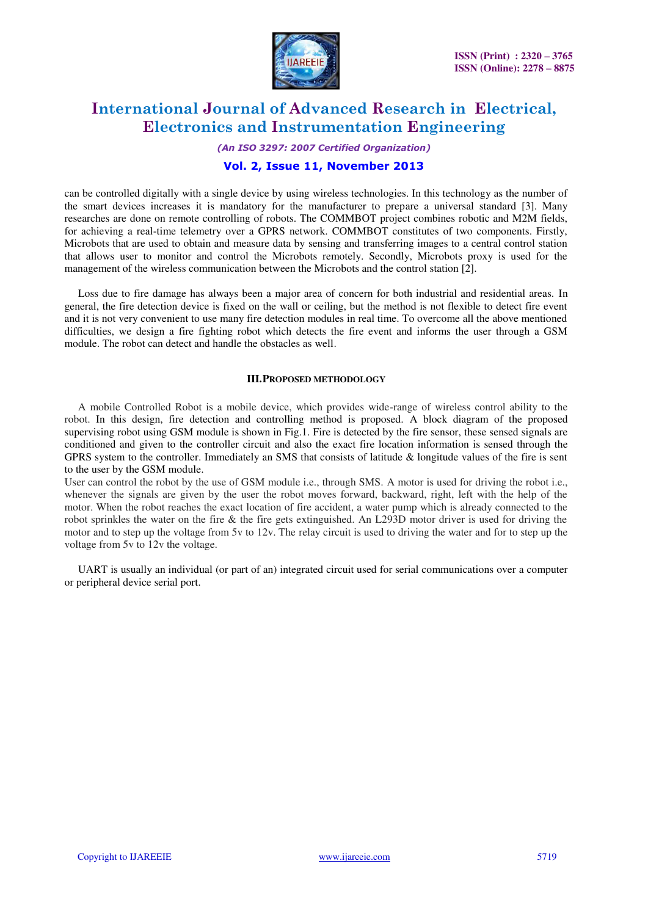can be controlled digitally with a single device by using wireless technologies. In this technology as the number of the smart devices increases it is mandatory for the manufacturer to prepare a universal standard [3]. Many researches are done on remote controlling of robots. The COMMBOT project combines robotic and M2M fields, for achieving a real-time telemetry over a GPRS network. COMMBOT constitutes of two components. Firstly, Microbots that are used to obtain and measure data by sensing and transferring images to a central control station that allows user to monitor and control the Microbots remotely. Secondly, Microbots proxy is used for the management of the wireless communication between the Microbots and the control station [2].

Loss due to fire damage has always been a major area of concern for both industrial and residential areas. In general, the fire detection device is fixed on the wall or ceiling, but the method is not flexible to detect fire event and it is not very convenient to use many fire detection modules in real time. To overcome all the above mentioned difficulties, we design a fire fighting robot which detects the fire event and informs the user through a GSM module. The robot can detect and handle the obstacles as well.

## III. PROPOSED METHODOLOGY

A mobile Controlled Robot is a mobile device, which provides wide-range of wireless control ability to the robot. In this design, fire detection and controlling method is proposed. A block diagram of the proposed supervising robot using GSM module is shown in Fig.1. Fire is detected by the fire sensor, these sensed signals are conditioned and given to the controller circuit and also the exact fire location information is sensed through the GPRS system to the controller. Immediately an SMS that consists of latitude & longitude values of the fire is sent to the user by the GSM module.
User can control the robot by the use of GSM module i.e., through SMS. A motor is used for driving the robot i.e., whenever the signals are given by the user the robot moves forward, backward, right, left with the help of the motor. When the robot reaches the exact location of fire accident, a water pump which is already connected to the robot sprinkles the water on the fire & the fire gets extinguished. An L293D motor driver is used for driving the motor and to step up the voltage from 5v to 12v. The relay circuit is used to driving the water and for to step up the voltage from 5v to 12v the voltage.

UART is usually an individual (or part of an) integrated circuit used for serial communications over a computer or peripheral device serial port.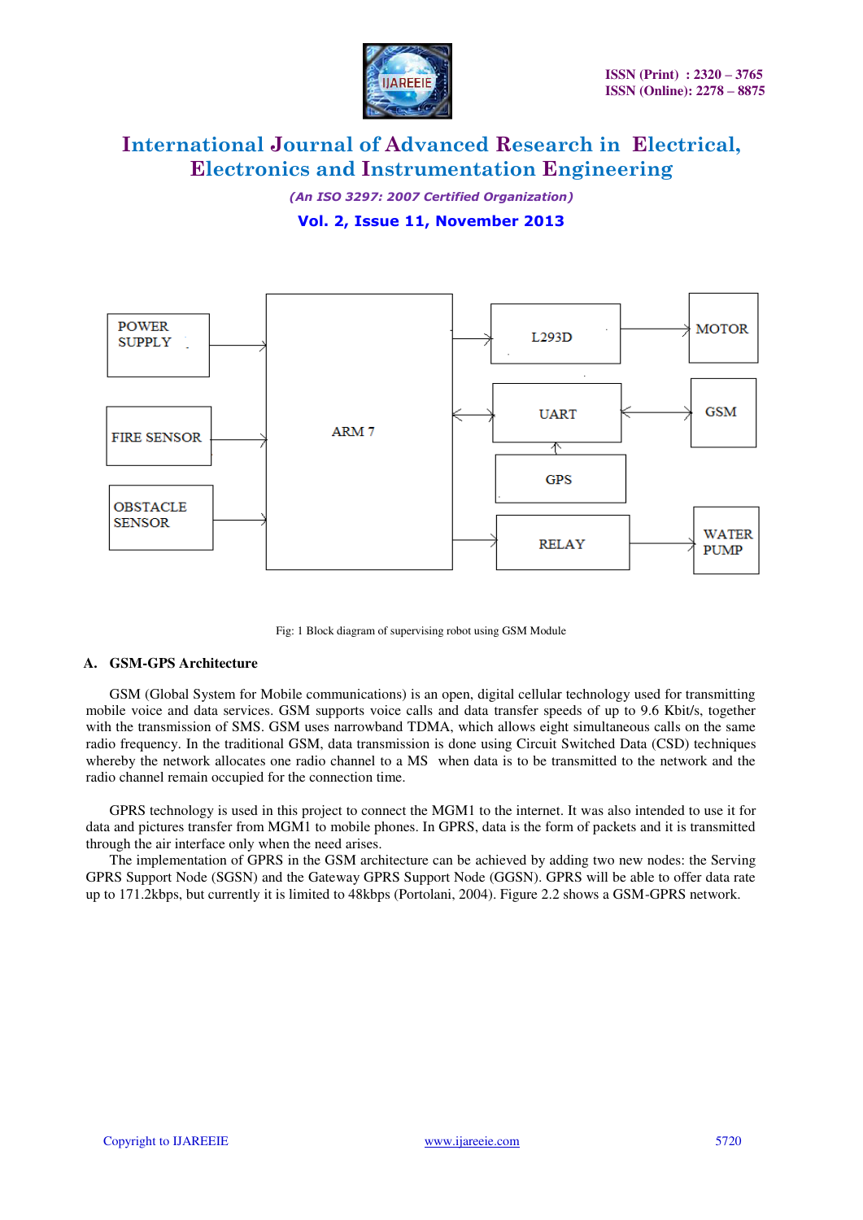Fig: 1 Block diagram of supervising robot using GSM Module

### A. GSM-GPS Architecture

GSM (Global System for Mobile communications) is an open, digital cellular technology used for transmitting mobile voice and data services. GSM supports voice calls and data transfer speeds of up to 9.6 Kbit/s, together with the transmission of SMS. GSM uses narrowband TDMA, which allows eight simultaneous calls on the same radio frequency. In the traditional GSM, data transmission is done using Circuit Switched Data (CSD) techniques whereby the network allocates one radio channel to a MS when data is to be transmitted to the network and the radio channel remain occupied for the connection time.

GPRS technology is used in this project to connect the MGM1 to the internet. It was also intended to use it for data and pictures transfer from MGM1 to mobile phones. In GPRS, data is the form of packets and it is transmitted through the air interface only when the need arises.

The implementation of GPRS in the GSM architecture can be achieved by adding two new nodes: the Serving GPRS Support Node (SGSN) and the Gateway GPRS Support Node (GGSN). GPRS will be able to offer data rate up to 171.2kbps, but currently it is limited to 48kbps (Portolani, 2004). Figure 2.2 shows a GSM-GPRS network.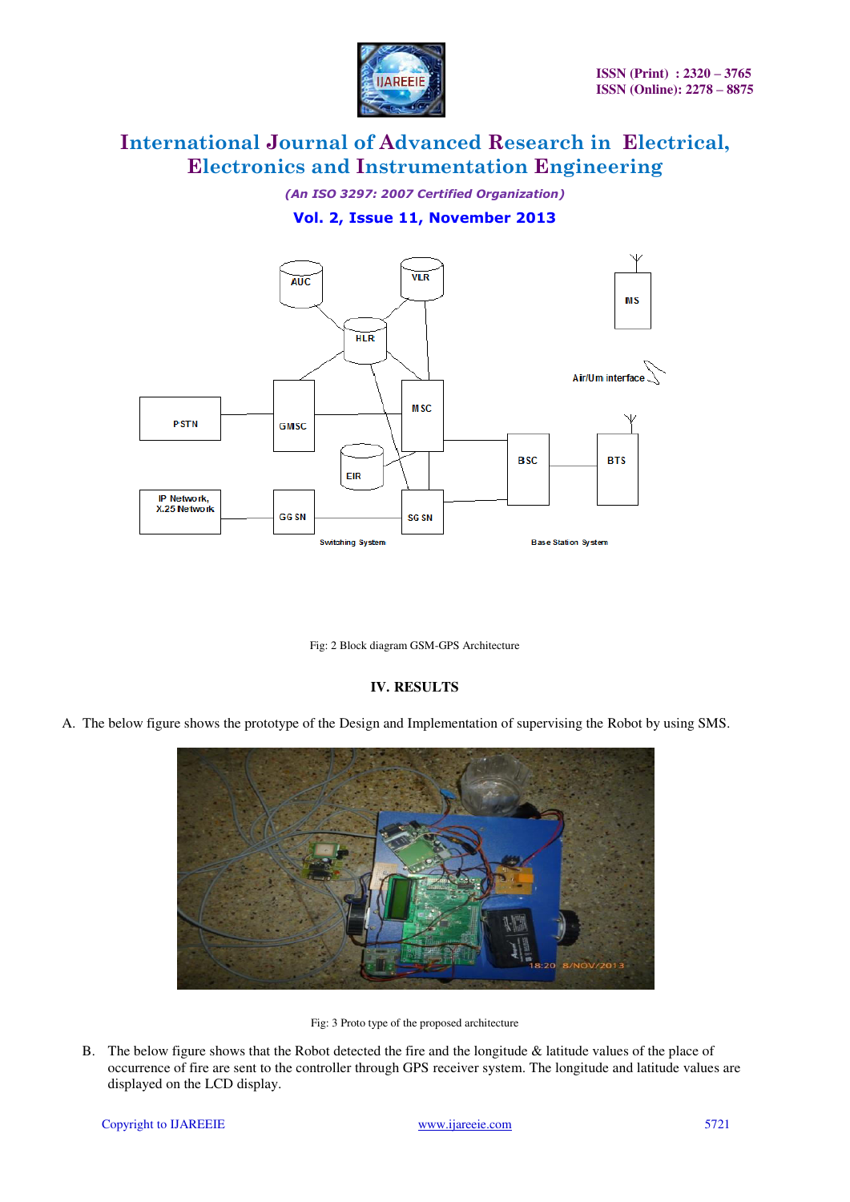Fig: 2 Block diagram GSM-GPS Architecture

## IV. RESULTS

A. The below figure shows the prototype of the Design and Implementation of supervising the Robot by using SMS.

Fig: 3 Proto type of the proposed architecture

B. The below figure shows that the Robot detected the fire and the longitude & latitude values of the place of occurrence of fire are sent to the controller through GPS receiver system. The longitude and latitude values are displayed on the LCD display.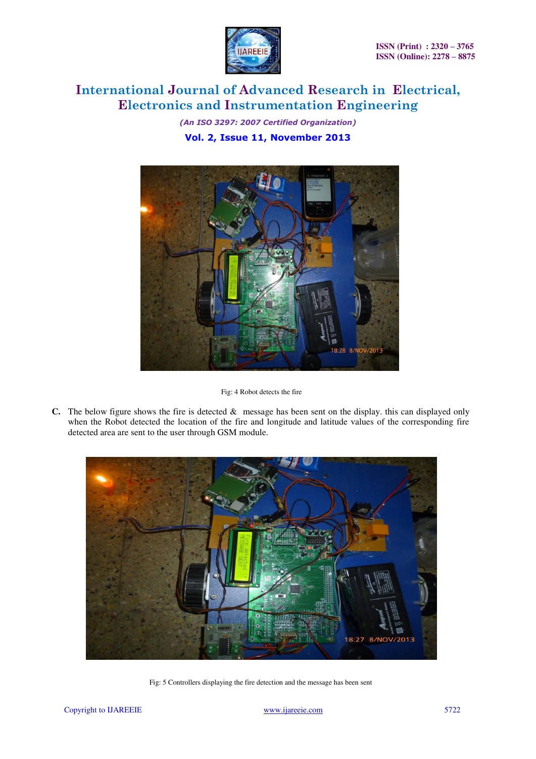Fig: 4 Robot detects the fire

C. The below figure shows the fire is detected & message has been sent on the display. this can displayed only when the Robot detected the location of the fire and longitude and latitude values of the corresponding fire detected area are sent to the user through GSM module.

Fig: 5 Controllers displaying the fire detection and the message has been sent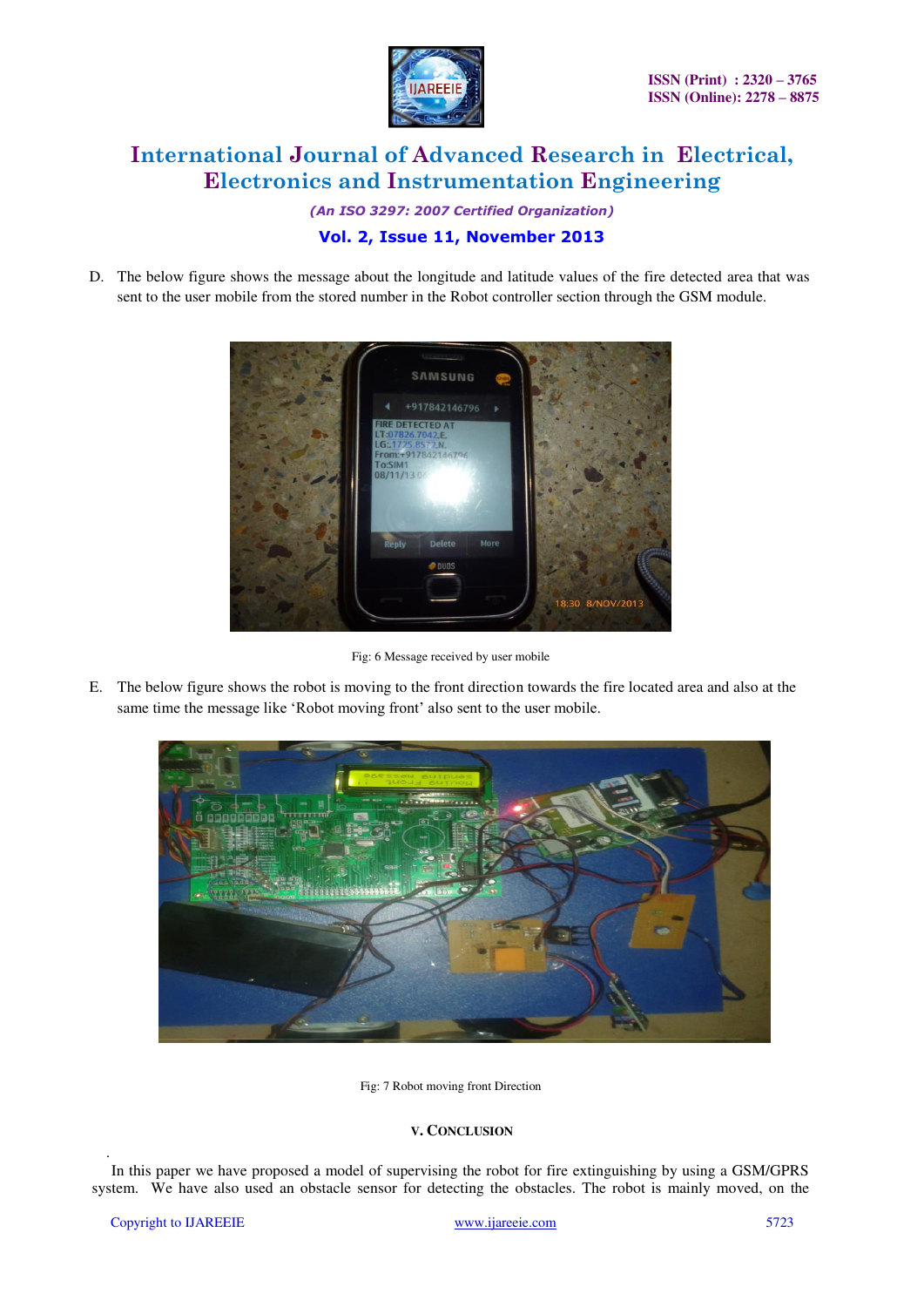D. The below figure shows the message about the longitude and latitude values of the fire detected area that was sent to the user mobile from the stored number in the Robot controller section through the GSM module.

Fig: 6 Message received by user mobile

E. The below figure shows the robot is moving to the front direction towards the fire located area and also at the same time the message like 'Robot moving front' also sent to the user mobile.

Fig: 7 Robot moving front Direction

### V. CONCLUSION

In this paper we have proposed a model of supervising the robot for fire extinguishing by using a GSM/GPRS system. We have also used an obstacle sensor for detecting the obstacles. The robot is mainly moved, on the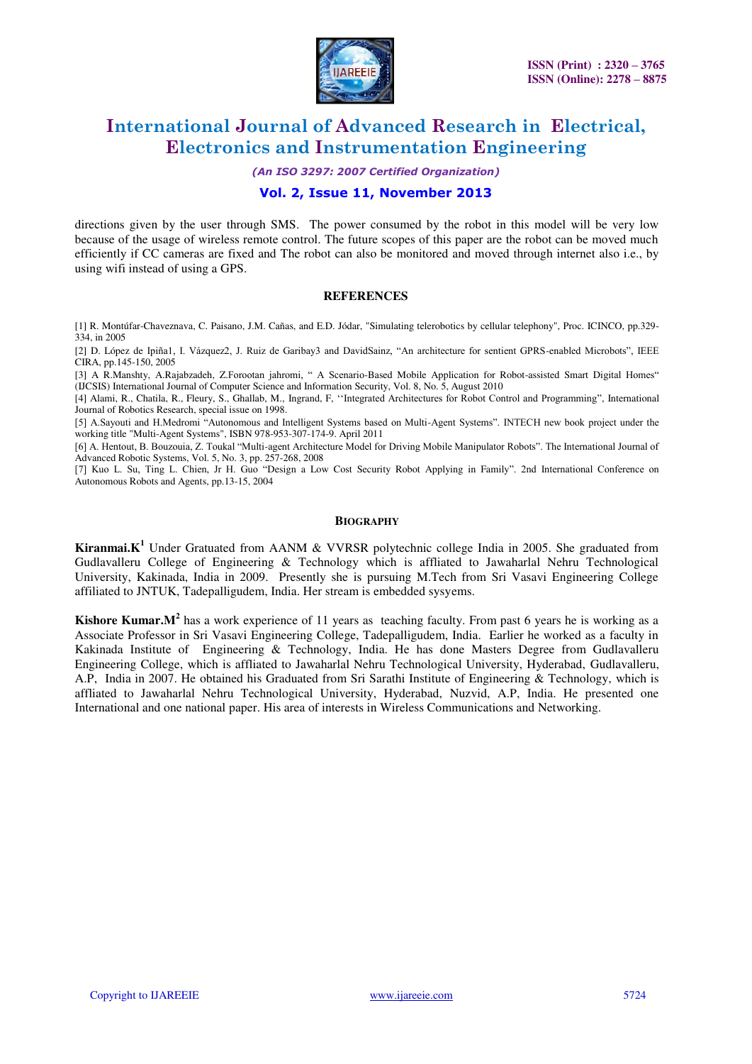directions given by the user through SMS. The power consumed by the robot in this model will be very low because of the usage of wireless remote control. The future scopes of this paper are the robot can be moved much efficiently if CC cameras are fixed and The robot can also be monitored and moved through internet also i.e., by using wifi instead of using a GPS.

## REFERENCES

[1] R. Montúfar-Chaveznava, C. Paisano, J.M. Cañas, and E.D. Jódar, "Simulating telerobotics by cellular telephony", Proc. ICINCO, pp.329-334, in 2005

[2] D. López de Ipiña1, I. Vázquez2, J. Ruiz de Garibay3 and DavidSainz, "An architecture for sentient GPRS-enabled Microbots", IEEE CIRA, pp.145-150, 2005

[3] A R.Manshty, A.Rajabzadeh, Z.Forootan jahromi, " A Scenario-Based Mobile Application for Robot-assisted Smart Digital Homes" (IJCSIS) International Journal of Computer Science and Information Security, Vol. 8, No. 5, August 2010

[4] Alami, R., Chatila, R., Fleury, S., Ghallab, M., Ingrand, F, ''Integrated Architectures for Robot Control and Programming", International Journal of Robotics Research, special issue on 1998.

[5] A.Sayouti and H.Medromi "Autonomous and Intelligent Systems based on Multi-Agent Systems". INTECH new book project under the working title "Multi-Agent Systems", ISBN 978-953-307-174-9. April 2011

[6] A. Hentout, B. Bouzouia, Z. Toukal "Multi-agent Architecture Model for Driving Mobile Manipulator Robots". The International Journal of Advanced Robotic Systems, Vol. 5, No. 3, pp. 257-268, 2008

[7] Kuo L. Su, Ting L. Chien, Jr H. Guo "Design a Low Cost Security Robot Applying in Family". 2nd International Conference on Autonomous Robots and Agents, pp.13-15, 2004

## BIOGRAPHY

**Kiranmai.K**[1] Under Gratuated from AANM & VVRSR polytechnic college India in 2005. She graduated from Gudlavalleru College of Engineering & Technology which is affliated to Jawaharlal Nehru Technological University, Kakinada, India in 2009. Presently she is pursuing M.Tech from Sri Vasavi Engineering College affiliated to JNTUK, Tadepalligudem, India. Her stream is embedded sysyems.

**Kishore Kumar.M**[2] has a work experience of 11 years as teaching faculty. From past 6 years he is working as a Associate Professor in Sri Vasavi Engineering College, Tadepalligudem, India. Earlier he worked as a faculty in Kakinada Institute of Engineering & Technology, India. He has done Masters Degree from Gudlavalleru Engineering College, which is affliated to Jawaharlal Nehru Technological University, Hyderabad, Gudlavalleru, A.P, India in 2007. He obtained his Graduated from Sri Sarathi Institute of Engineering & Technology, which is affliated to Jawaharlal Nehru Technological University, Hyderabad, Nuzvid, A.P, India. He presented one International and one national paper. His area of interests in Wireless Communications and Networking.